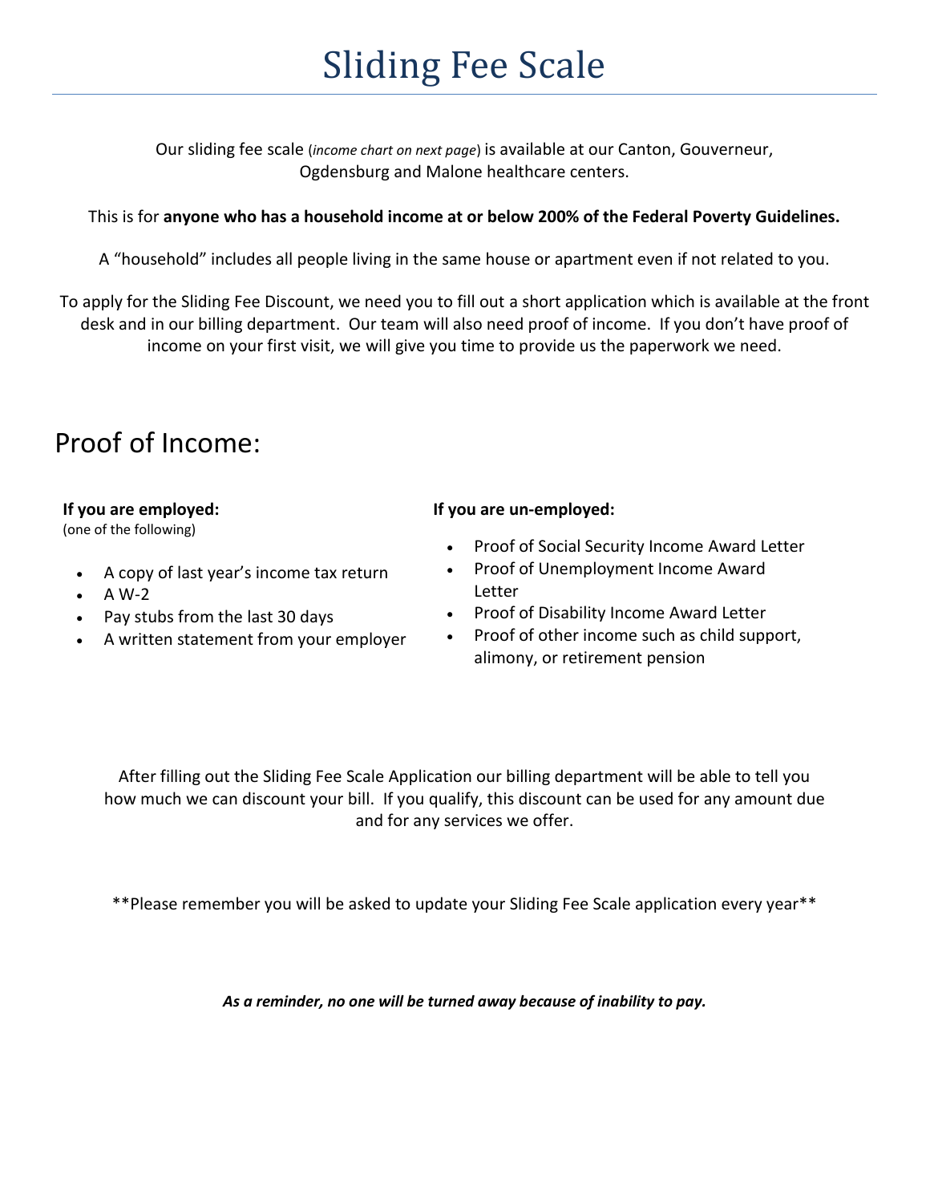# Sliding Fee Scale

Our sliding fee scale (*income chart on next page*) is available at our Canton, Gouverneur, Ogdensburg and Malone healthcare centers.

This is for **anyone who has a household income at or below 200% of the Federal Poverty Guidelines.**

A “household” includes all people living in the same house or apartment even if not related to you.

To apply for the Sliding Fee Discount, we need you to fill out a short application which is available at the front desk and in our billing department. Our team will also need proof of income. If you don’t have proof of income on your first visit, we will give you time to provide us the paperwork we need.

## Proof of Income:

**If you are employed:**
(one of the following)

- A copy of last year’s income tax return
- A W-2
- Pay stubs from the last 30 days
- A written statement from your employer

**If you are un-employed:**

- Proof of Social Security Income Award Letter
- Proof of Unemployment Income Award Letter
- Proof of Disability Income Award Letter
- Proof of other income such as child support, alimony, or retirement pension

After filling out the Sliding Fee Scale Application our billing department will be able to tell you how much we can discount your bill. If you qualify, this discount can be used for any amount due and for any services we offer.

**Please remember you will be asked to update your Sliding Fee Scale application every year**

***As a reminder, no one will be turned away because of inability to pay.***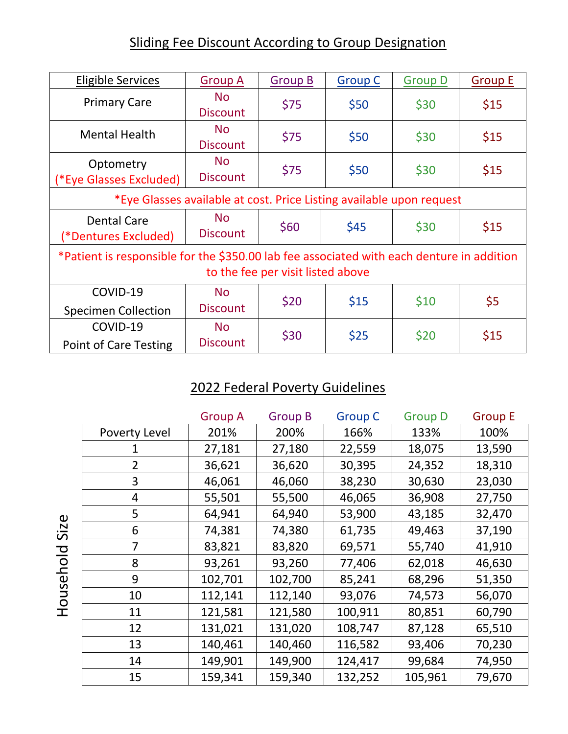## Sliding Fee Discount According to Group Designation

| Eligible Services | Group A | Group B | Group C | Group D | Group E |
|---|---|---|---|---|---|
| Primary Care | No Discount | $75 | $50 | $30 | $15 |
| Mental Health | No Discount | $75 | $50 | $30 | $15 |
| Optometry (*Eye Glasses Excluded) | No Discount | $75 | $50 | $30 | $15 |
| *Eye Glasses available at cost. Price Listing available upon request | | | | | |
| Dental Care (*Dentures Excluded) | No Discount | $60 | $45 | $30 | $15 |
| *Patient is responsible for the $350.00 lab fee associated with each denture in addition to the fee per visit listed above | | | | | |
| COVID-19 Specimen Collection | No Discount | $20 | $15 | $10 | $5 |
| COVID-19 Point of Care Testing | No Discount | $30 | $25 | $20 | $15 |

## 2022 Federal Poverty Guidelines

| Household Size | Group A | Group B | Group C | Group D | Group E |
|---|---|---|---|---|---|
| Poverty Level | 201% | 200% | 166% | 133% | 100% |
| 1 | 27,181 | 27,180 | 22,559 | 18,075 | 13,590 |
| 2 | 36,621 | 36,620 | 30,395 | 24,352 | 18,310 |
| 3 | 46,061 | 46,060 | 38,230 | 30,630 | 23,030 |
| 4 | 55,501 | 55,500 | 46,065 | 36,908 | 27,750 |
| 5 | 64,941 | 64,940 | 53,900 | 43,185 | 32,470 |
| 6 | 74,381 | 74,380 | 61,735 | 49,463 | 37,190 |
| 7 | 83,821 | 83,820 | 69,571 | 55,740 | 41,910 |
| 8 | 93,261 | 93,260 | 77,406 | 62,018 | 46,630 |
| 9 | 102,701 | 102,700 | 85,241 | 68,296 | 51,350 |
| 10 | 112,141 | 112,140 | 93,076 | 74,573 | 56,070 |
| 11 | 121,581 | 121,580 | 100,911 | 80,851 | 60,790 |
| 12 | 131,021 | 131,020 | 108,747 | 87,128 | 65,510 |
| 13 | 140,461 | 140,460 | 116,582 | 93,406 | 70,230 |
| 14 | 149,901 | 149,900 | 124,417 | 99,684 | 74,950 |
| 15 | 159,341 | 159,340 | 132,252 | 105,961 | 79,670 |